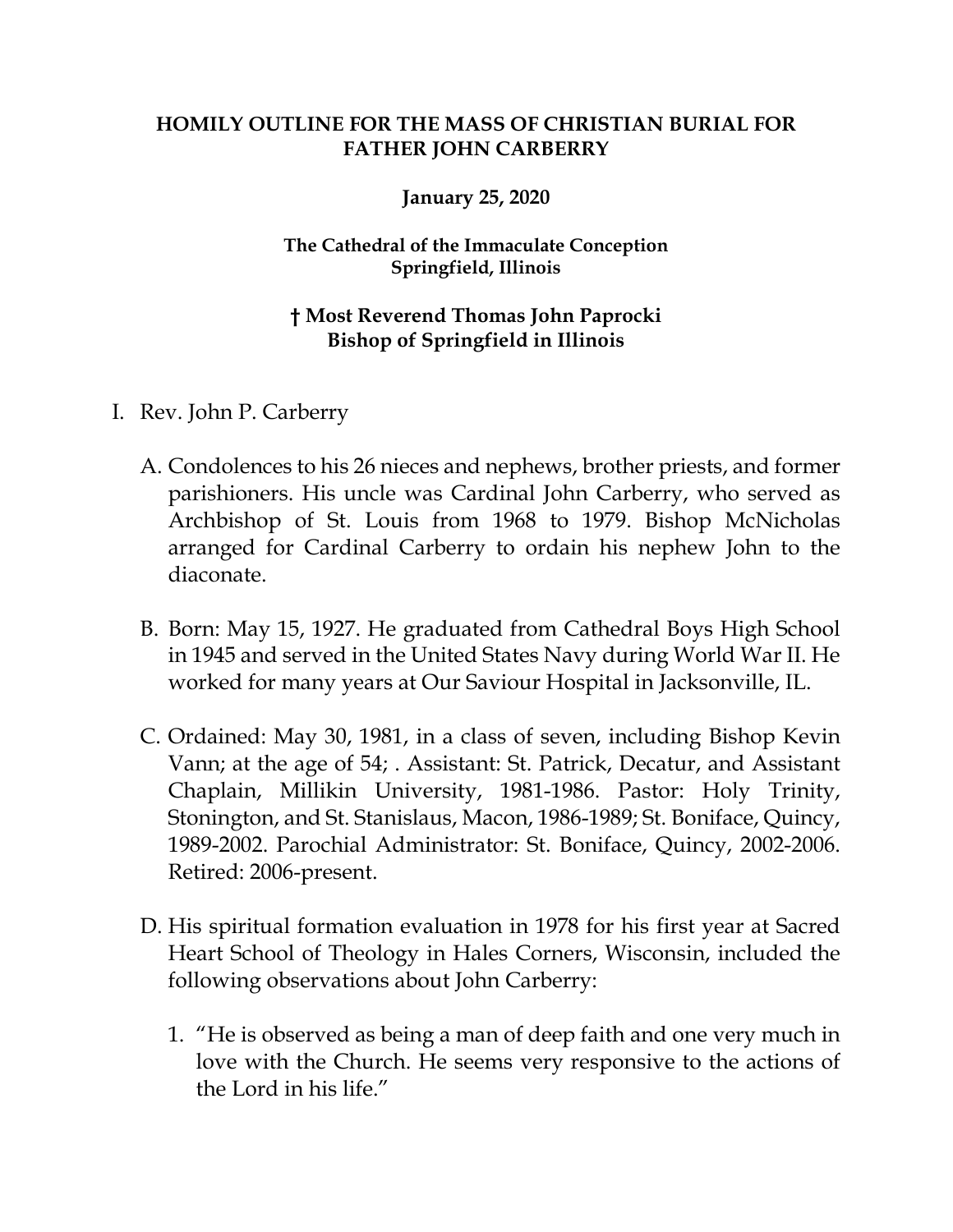**HOMILY OUTLINE FOR THE MASS OF CHRISTIAN BURIAL FOR FATHER JOHN CARBERRY**

**January 25, 2020**

**The Cathedral of the Immaculate Conception**
**Springfield, Illinois**

**† Most Reverend Thomas John Paprocki**
**Bishop of Springfield in Illinois**

I. Rev. John P. Carberry

   A. Condolences to his 26 nieces and nephews, brother priests, and former parishioners. His uncle was Cardinal John Carberry, who served as Archbishop of St. Louis from 1968 to 1979. Bishop McNicholas arranged for Cardinal Carberry to ordain his nephew John to the diaconate.

   B. Born: May 15, 1927. He graduated from Cathedral Boys High School in 1945 and served in the United States Navy during World War II. He worked for many years at Our Saviour Hospital in Jacksonville, IL.

   C. Ordained: May 30, 1981, in a class of seven, including Bishop Kevin Vann; at the age of 54; . Assistant: St. Patrick, Decatur, and Assistant Chaplain, Millikin University, 1981-1986. Pastor: Holy Trinity, Stonington, and St. Stanislaus, Macon, 1986-1989; St. Boniface, Quincy, 1989-2002. Parochial Administrator: St. Boniface, Quincy, 2002-2006. Retired: 2006-present.

   D. His spiritual formation evaluation in 1978 for his first year at Sacred Heart School of Theology in Hales Corners, Wisconsin, included the following observations about John Carberry:

      1. "He is observed as being a man of deep faith and one very much in love with the Church. He seems very responsive to the actions of the Lord in his life."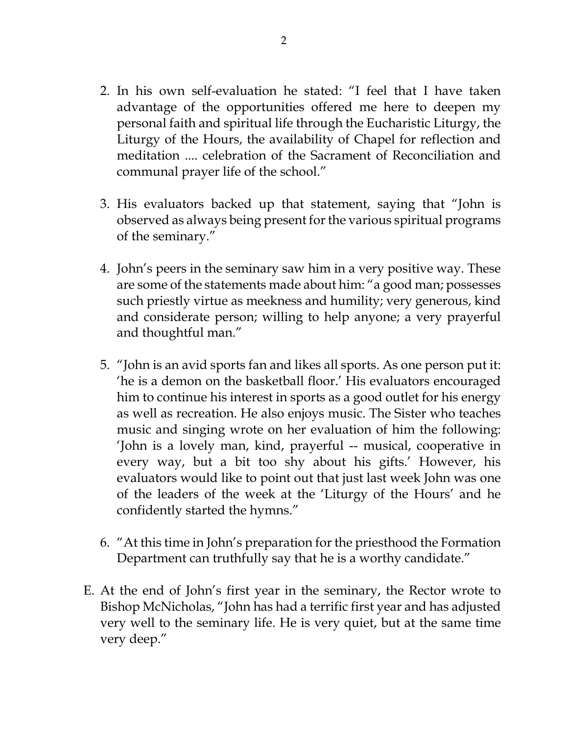2. In his own self-evaluation he stated: "I feel that I have taken advantage of the opportunities offered me here to deepen my personal faith and spiritual life through the Eucharistic Liturgy, the Liturgy of the Hours, the availability of Chapel for reflection and meditation .... celebration of the Sacrament of Reconciliation and communal prayer life of the school."

3. His evaluators backed up that statement, saying that "John is observed as always being present for the various spiritual programs of the seminary."

4. John's peers in the seminary saw him in a very positive way. These are some of the statements made about him: "a good man; possesses such priestly virtue as meekness and humility; very generous, kind and considerate person; willing to help anyone; a very prayerful and thoughtful man."

5. "John is an avid sports fan and likes all sports. As one person put it: 'he is a demon on the basketball floor.' His evaluators encouraged him to continue his interest in sports as a good outlet for his energy as well as recreation. He also enjoys music. The Sister who teaches music and singing wrote on her evaluation of him the following: 'John is a lovely man, kind, prayerful -- musical, cooperative in every way, but a bit too shy about his gifts.' However, his evaluators would like to point out that just last week John was one of the leaders of the week at the 'Liturgy of the Hours' and he confidently started the hymns."

6. "At this time in John's preparation for the priesthood the Formation Department can truthfully say that he is a worthy candidate."

E. At the end of John's first year in the seminary, the Rector wrote to Bishop McNicholas, "John has had a terrific first year and has adjusted very well to the seminary life. He is very quiet, but at the same time very deep."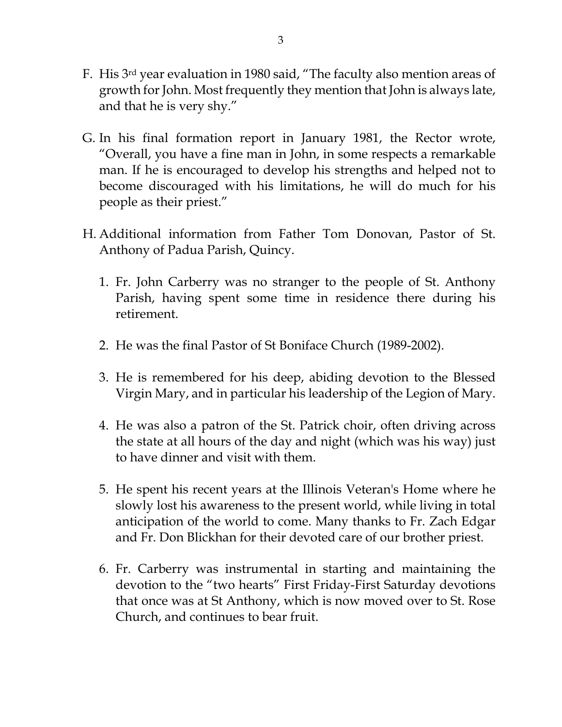F. His 3rd year evaluation in 1980 said, "The faculty also mention areas of growth for John. Most frequently they mention that John is always late, and that he is very shy."

G. In his final formation report in January 1981, the Rector wrote, "Overall, you have a fine man in John, in some respects a remarkable man. If he is encouraged to develop his strengths and helped not to become discouraged with his limitations, he will do much for his people as their priest."

H. Additional information from Father Tom Donovan, Pastor of St. Anthony of Padua Parish, Quincy.

1. Fr. John Carberry was no stranger to the people of St. Anthony Parish, having spent some time in residence there during his retirement.

2. He was the final Pastor of St Boniface Church (1989-2002).

3. He is remembered for his deep, abiding devotion to the Blessed Virgin Mary, and in particular his leadership of the Legion of Mary.

4. He was also a patron of the St. Patrick choir, often driving across the state at all hours of the day and night (which was his way) just to have dinner and visit with them.

5. He spent his recent years at the Illinois Veteran's Home where he slowly lost his awareness to the present world, while living in total anticipation of the world to come. Many thanks to Fr. Zach Edgar and Fr. Don Blickhan for their devoted care of our brother priest.

6. Fr. Carberry was instrumental in starting and maintaining the devotion to the "two hearts" First Friday-First Saturday devotions that once was at St Anthony, which is now moved over to St. Rose Church, and continues to bear fruit.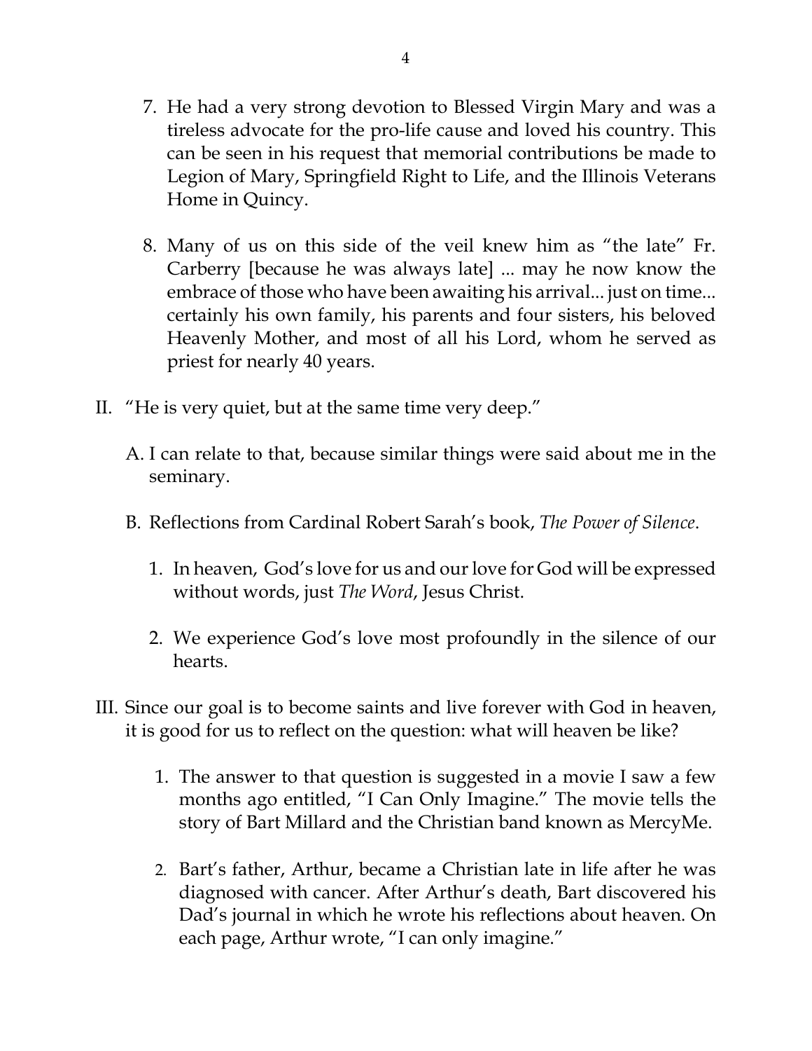7. He had a very strong devotion to Blessed Virgin Mary and was a tireless advocate for the pro-life cause and loved his country. This can be seen in his request that memorial contributions be made to Legion of Mary, Springfield Right to Life, and the Illinois Veterans Home in Quincy.

8. Many of us on this side of the veil knew him as "the late" Fr. Carberry [because he was always late] ... may he now know the embrace of those who have been awaiting his arrival... just on time... certainly his own family, his parents and four sisters, his beloved Heavenly Mother, and most of all his Lord, whom he served as priest for nearly 40 years.

II. "He is very quiet, but at the same time very deep."

   A. I can relate to that, because similar things were said about me in the seminary.

   B. Reflections from Cardinal Robert Sarah's book, *The Power of Silence*.

      1. In heaven, God's love for us and our love for God will be expressed without words, just *The Word*, Jesus Christ.

      2. We experience God's love most profoundly in the silence of our hearts.

III. Since our goal is to become saints and live forever with God in heaven, it is good for us to reflect on the question: what will heaven be like?

   1. The answer to that question is suggested in a movie I saw a few months ago entitled, "I Can Only Imagine." The movie tells the story of Bart Millard and the Christian band known as MercyMe.

   2. Bart's father, Arthur, became a Christian late in life after he was diagnosed with cancer. After Arthur's death, Bart discovered his Dad's journal in which he wrote his reflections about heaven. On each page, Arthur wrote, "I can only imagine."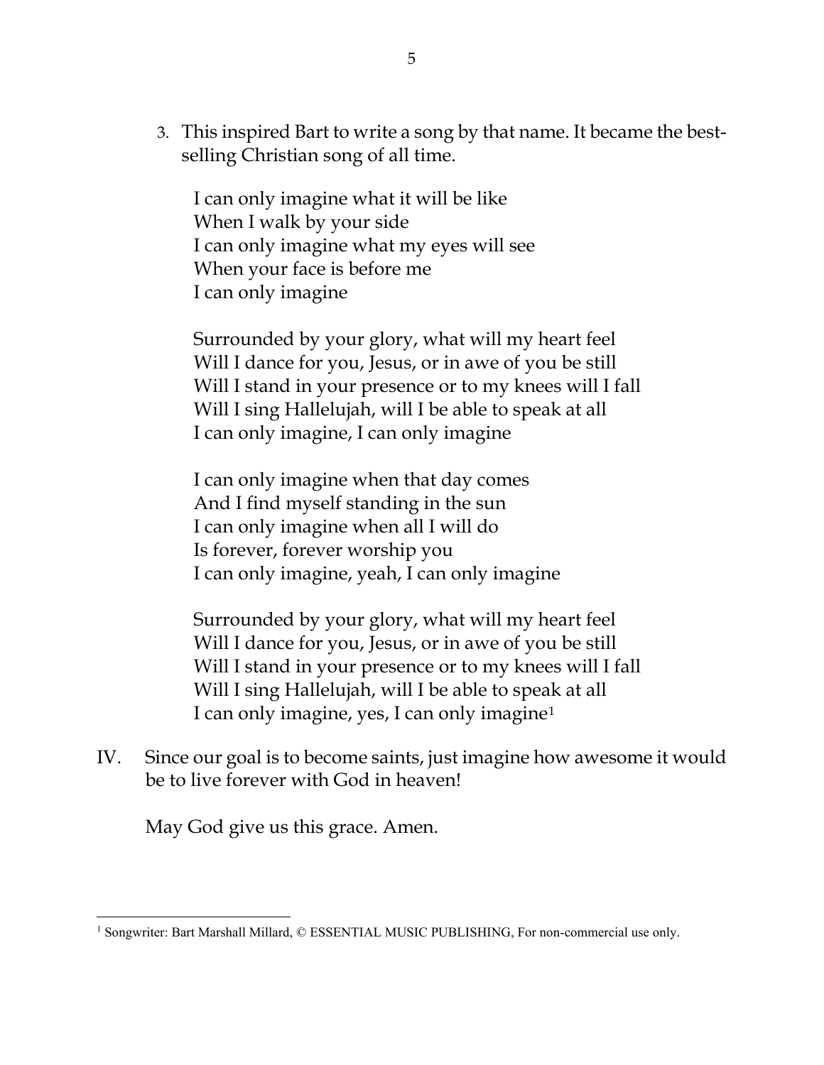3. This inspired Bart to write a song by that name. It became the best-selling Christian song of all time.

   I can only imagine what it will be like
   When I walk by your side
   I can only imagine what my eyes will see
   When your face is before me
   I can only imagine

   Surrounded by your glory, what will my heart feel
   Will I dance for you, Jesus, or in awe of you be still
   Will I stand in your presence or to my knees will I fall
   Will I sing Hallelujah, will I be able to speak at all
   I can only imagine, I can only imagine

   I can only imagine when that day comes
   And I find myself standing in the sun
   I can only imagine when all I will do
   Is forever, forever worship you
   I can only imagine, yeah, I can only imagine

   Surrounded by your glory, what will my heart feel
   Will I dance for you, Jesus, or in awe of you be still
   Will I stand in your presence or to my knees will I fall
   Will I sing Hallelujah, will I be able to speak at all
   I can only imagine, yes, I can only imagine[1]

IV. Since our goal is to become saints, just imagine how awesome it would be to live forever with God in heaven!

May God give us this grace. Amen.

[1] Songwriter: Bart Marshall Millard, © ESSENTIAL MUSIC PUBLISHING, For non-commercial use only.